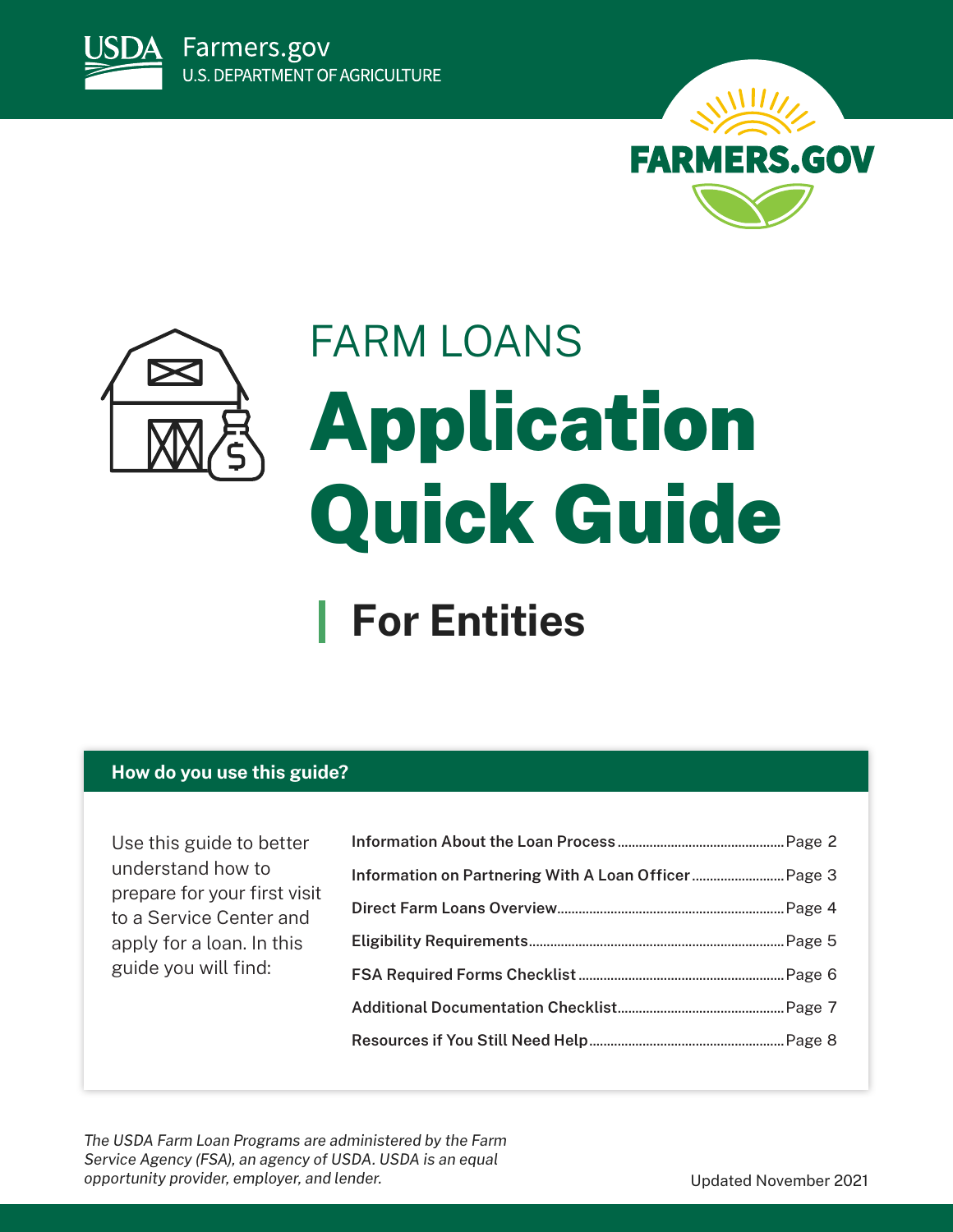USDA Farmers.gov
U.S. DEPARTMENT OF AGRICULTURE

FARMERS.GOV

# FARM LOANS
# Application Quick Guide

## For Entities

### How do you use this guide?

Use this guide to better understand how to prepare for your first visit to a Service Center and apply for a loan. In this guide you will find:

| Section | Page |
|---|---|
| **Information About the Loan Process** | Page 2 |
| **Information on Partnering With A Loan Officer** | Page 3 |
| **Direct Farm Loans Overview** | Page 4 |
| **Eligibility Requirements** | Page 5 |
| **FSA Required Forms Checklist** | Page 6 |
| **Additional Documentation Checklist** | Page 7 |
| **Resources if You Still Need Help** | Page 8 |

*The USDA Farm Loan Programs are administered by the Farm Service Agency (FSA), an agency of USDA. USDA is an equal opportunity provider, employer, and lender.*

Updated November 2021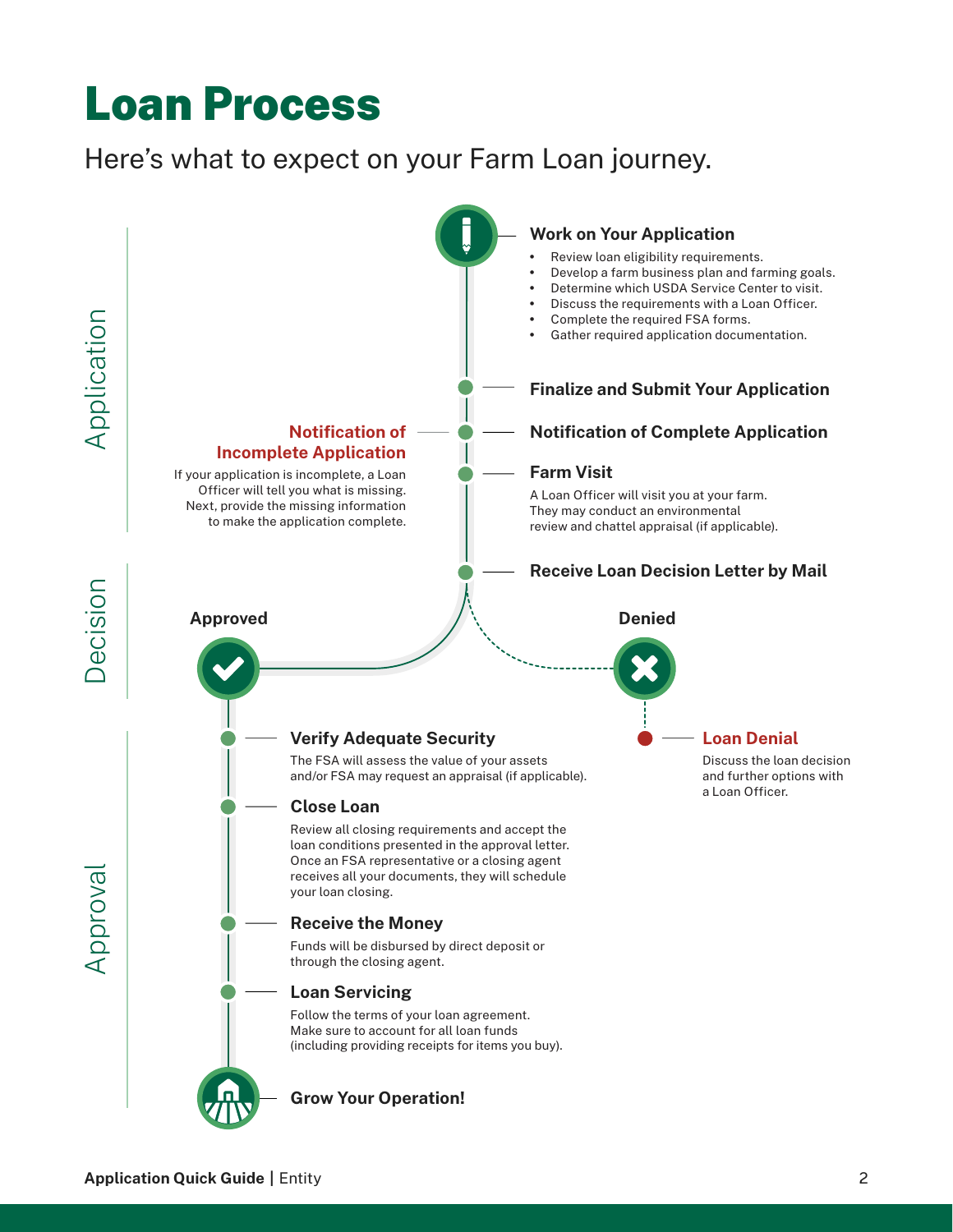# Loan Process

Here's what to expect on your Farm Loan journey.

## Application

### Work on Your Application

- Review loan eligibility requirements.
- Develop a farm business plan and farming goals.
- Determine which USDA Service Center to visit.
- Discuss the requirements with a Loan Officer.
- Complete the required FSA forms.
- Gather required application documentation.

### Finalize and Submit Your Application

### Notification of Incomplete Application

If your application is incomplete, a Loan Officer will tell you what is missing. Next, provide the missing information to make the application complete.

### Notification of Complete Application

### Farm Visit

A Loan Officer will visit you at your farm. They may conduct an environmental review and chattel appraisal (if applicable).

## Decision

### Receive Loan Decision Letter by Mail

**Approved**

**Denied**

### Loan Denial

Discuss the loan decision and further options with a Loan Officer.

## Approval

### Verify Adequate Security

The FSA will assess the value of your assets and/or FSA may request an appraisal (if applicable).

### Close Loan

Review all closing requirements and accept the loan conditions presented in the approval letter. Once an FSA representative or a closing agent receives all your documents, they will schedule your loan closing.

### Receive the Money

Funds will be disbursed by direct deposit or through the closing agent.

### Loan Servicing

Follow the terms of your loan agreement. Make sure to account for all loan funds (including providing receipts for items you buy).

### Grow Your Operation!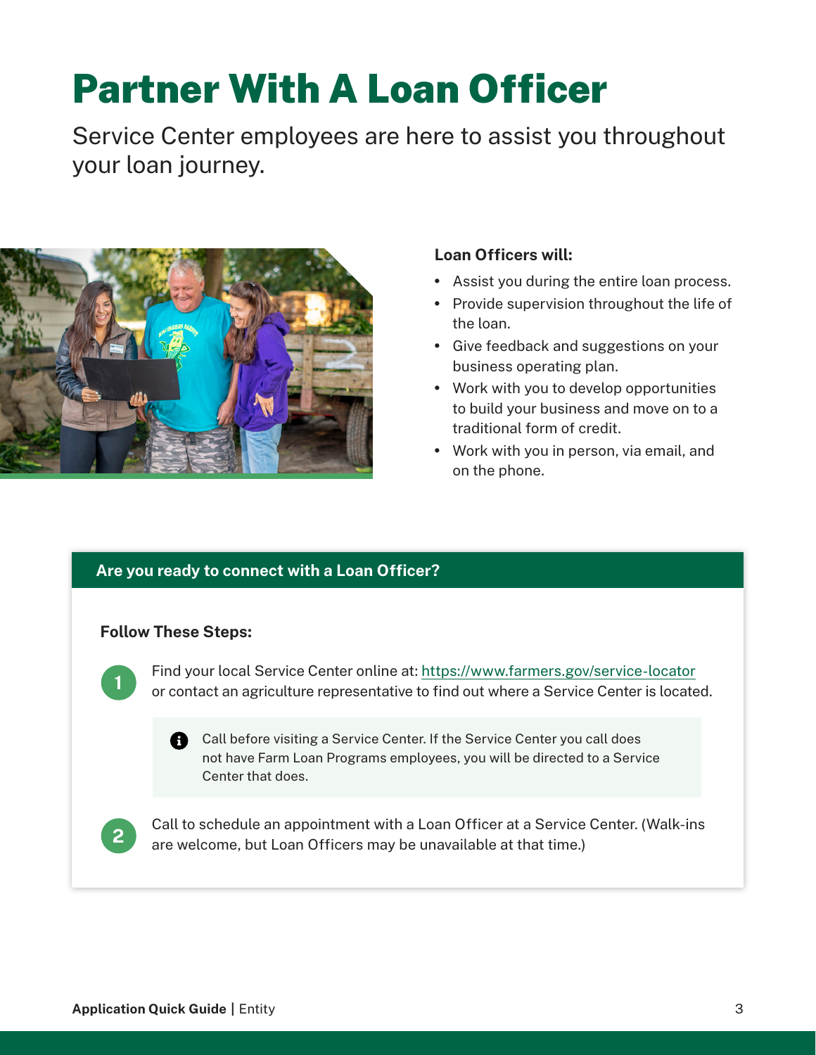# Partner With A Loan Officer

Service Center employees are here to assist you throughout your loan journey.

**Loan Officers will:**

- Assist you during the entire loan process.
- Provide supervision throughout the life of the loan.
- Give feedback and suggestions on your business operating plan.
- Work with you to develop opportunities to build your business and move on to a traditional form of credit.
- Work with you in person, via email, and on the phone.

## Are you ready to connect with a Loan Officer?

**Follow These Steps:**

1. Find your local Service Center online at: https://www.farmers.gov/service-locator or contact an agriculture representative to find out where a Service Center is located.

   > Call before visiting a Service Center. If the Service Center you call does not have Farm Loan Programs employees, you will be directed to a Service Center that does.

2. Call to schedule an appointment with a Loan Officer at a Service Center. (Walk-ins are welcome, but Loan Officers may be unavailable at that time.)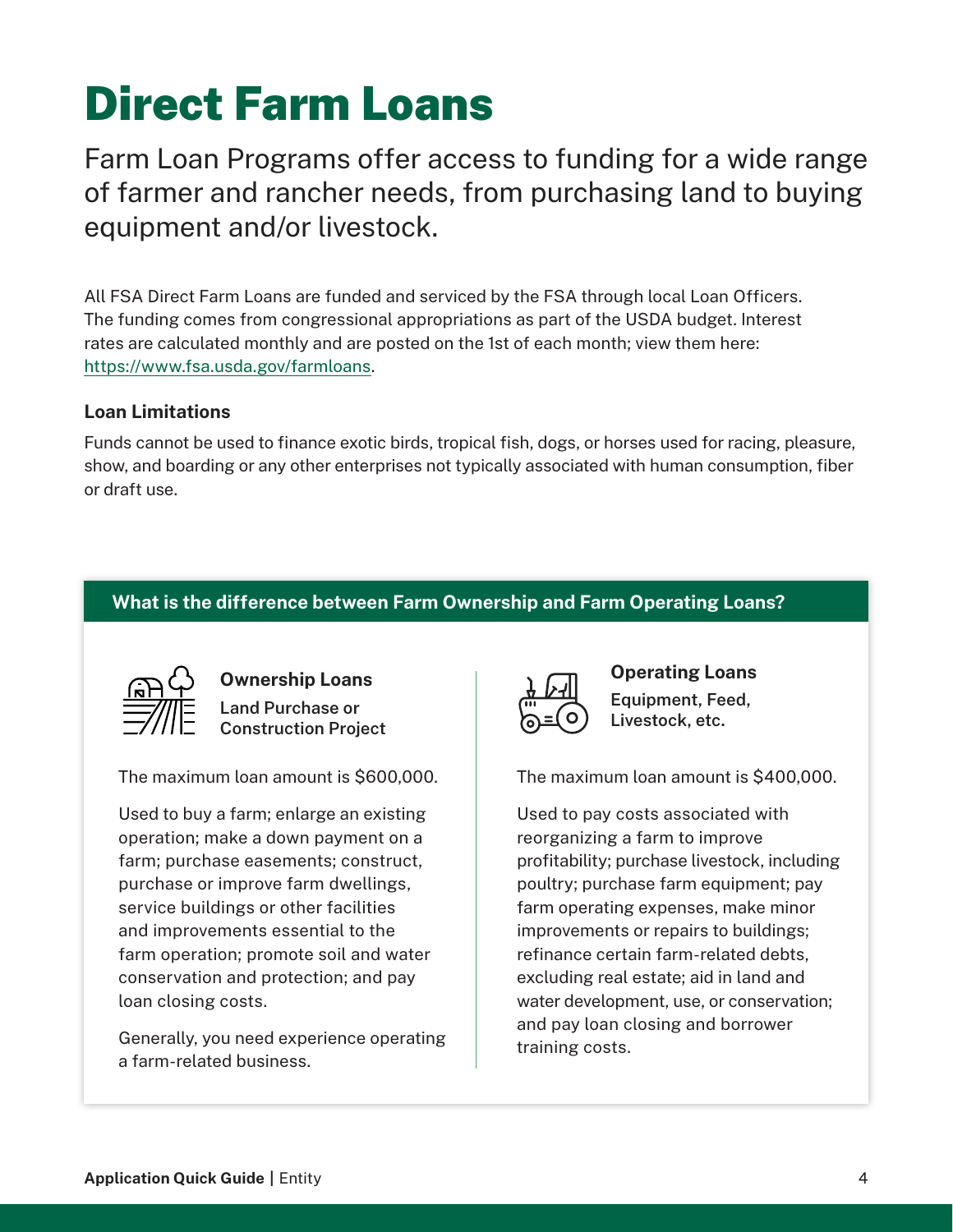# Direct Farm Loans

Farm Loan Programs offer access to funding for a wide range of farmer and rancher needs, from purchasing land to buying equipment and/or livestock.

All FSA Direct Farm Loans are funded and serviced by the FSA through local Loan Officers. The funding comes from congressional appropriations as part of the USDA budget. Interest rates are calculated monthly and are posted on the 1st of each month; view them here: https://www.fsa.usda.gov/farmloans.

### Loan Limitations

Funds cannot be used to finance exotic birds, tropical fish, dogs, or horses used for racing, pleasure, show, and boarding or any other enterprises not typically associated with human consumption, fiber or draft use.

## What is the difference between Farm Ownership and Farm Operating Loans?

### Ownership Loans

**Land Purchase or Construction Project**

The maximum loan amount is $600,000.

Used to buy a farm; enlarge an existing operation; make a down payment on a farm; purchase easements; construct, purchase or improve farm dwellings, service buildings or other facilities and improvements essential to the farm operation; promote soil and water conservation and protection; and pay loan closing costs.

Generally, you need experience operating a farm-related business.

### Operating Loans

**Equipment, Feed, Livestock, etc.**

The maximum loan amount is $400,000.

Used to pay costs associated with reorganizing a farm to improve profitability; purchase livestock, including poultry; purchase farm equipment; pay farm operating expenses, make minor improvements or repairs to buildings; refinance certain farm-related debts, excluding real estate; aid in land and water development, use, or conservation; and pay loan closing and borrower training costs.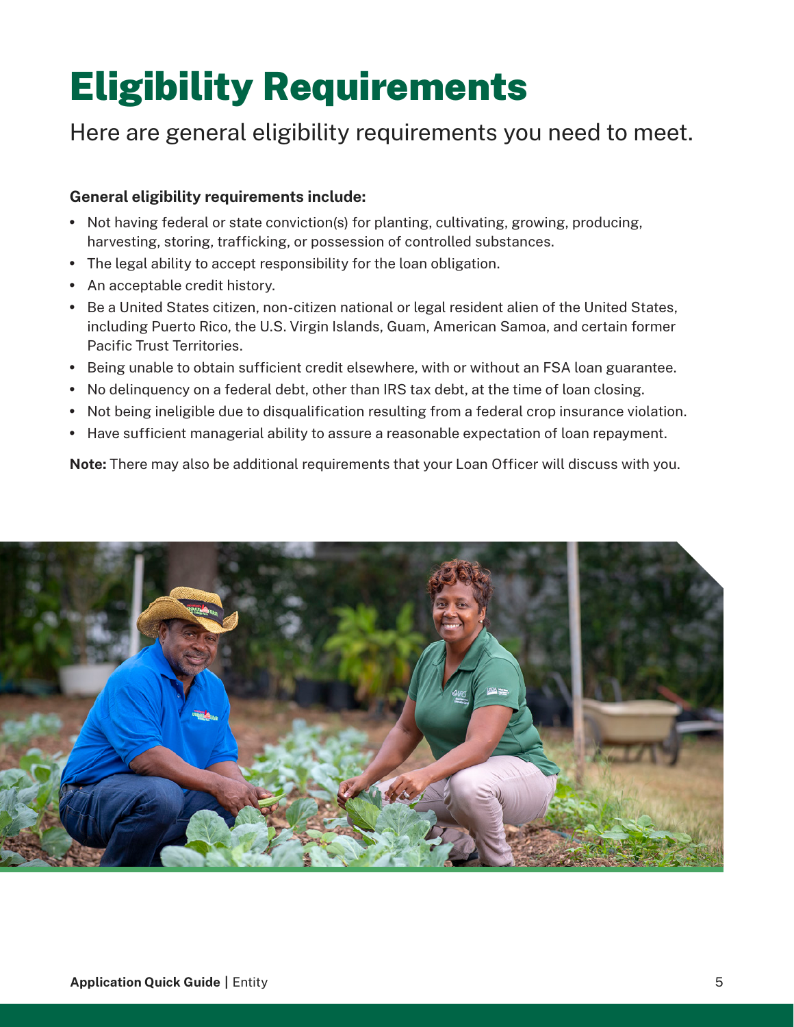# Eligibility Requirements

Here are general eligibility requirements you need to meet.

**General eligibility requirements include:**

- Not having federal or state conviction(s) for planting, cultivating, growing, producing, harvesting, storing, trafficking, or possession of controlled substances.
- The legal ability to accept responsibility for the loan obligation.
- An acceptable credit history.
- Be a United States citizen, non-citizen national or legal resident alien of the United States, including Puerto Rico, the U.S. Virgin Islands, Guam, American Samoa, and certain former Pacific Trust Territories.
- Being unable to obtain sufficient credit elsewhere, with or without an FSA loan guarantee.
- No delinquency on a federal debt, other than IRS tax debt, at the time of loan closing.
- Not being ineligible due to disqualification resulting from a federal crop insurance violation.
- Have sufficient managerial ability to assure a reasonable expectation of loan repayment.

**Note:** There may also be additional requirements that your Loan Officer will discuss with you.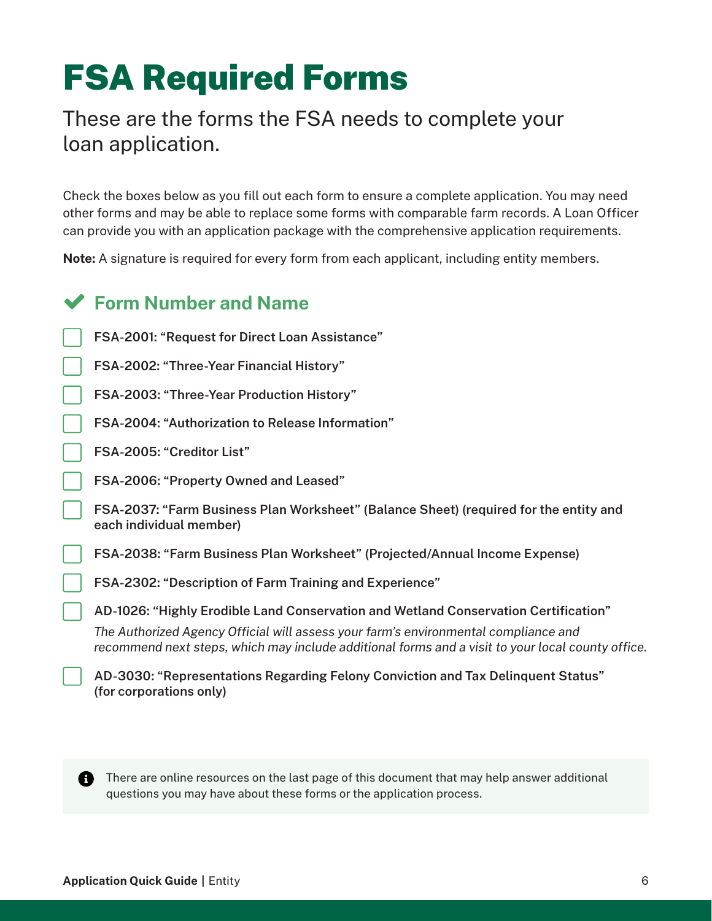# FSA Required Forms

These are the forms the FSA needs to complete your loan application.

Check the boxes below as you fill out each form to ensure a complete application. You may need other forms and may be able to replace some forms with comparable farm records. A Loan Officer can provide you with an application package with the comprehensive application requirements.

**Note:** A signature is required for every form from each applicant, including entity members.

## Form Number and Name

- [ ] **FSA-2001: "Request for Direct Loan Assistance"**
- [ ] **FSA-2002: "Three-Year Financial History"**
- [ ] **FSA-2003: "Three-Year Production History"**
- [ ] **FSA-2004: "Authorization to Release Information"**
- [ ] **FSA-2005: "Creditor List"**
- [ ] **FSA-2006: "Property Owned and Leased"**
- [ ] **FSA-2037: "Farm Business Plan Worksheet" (Balance Sheet) (required for the entity and each individual member)**
- [ ] **FSA-2038: "Farm Business Plan Worksheet" (Projected/Annual Income Expense)**
- [ ] **FSA-2302: "Description of Farm Training and Experience"**
- [ ] **AD-1026: "Highly Erodible Land Conservation and Wetland Conservation Certification"**

  *The Authorized Agency Official will assess your farm's environmental compliance and recommend next steps, which may include additional forms and a visit to your local county office.*
- [ ] **AD-3030: "Representations Regarding Felony Conviction and Tax Delinquent Status" (for corporations only)**

There are online resources on the last page of this document that may help answer additional questions you may have about these forms or the application process.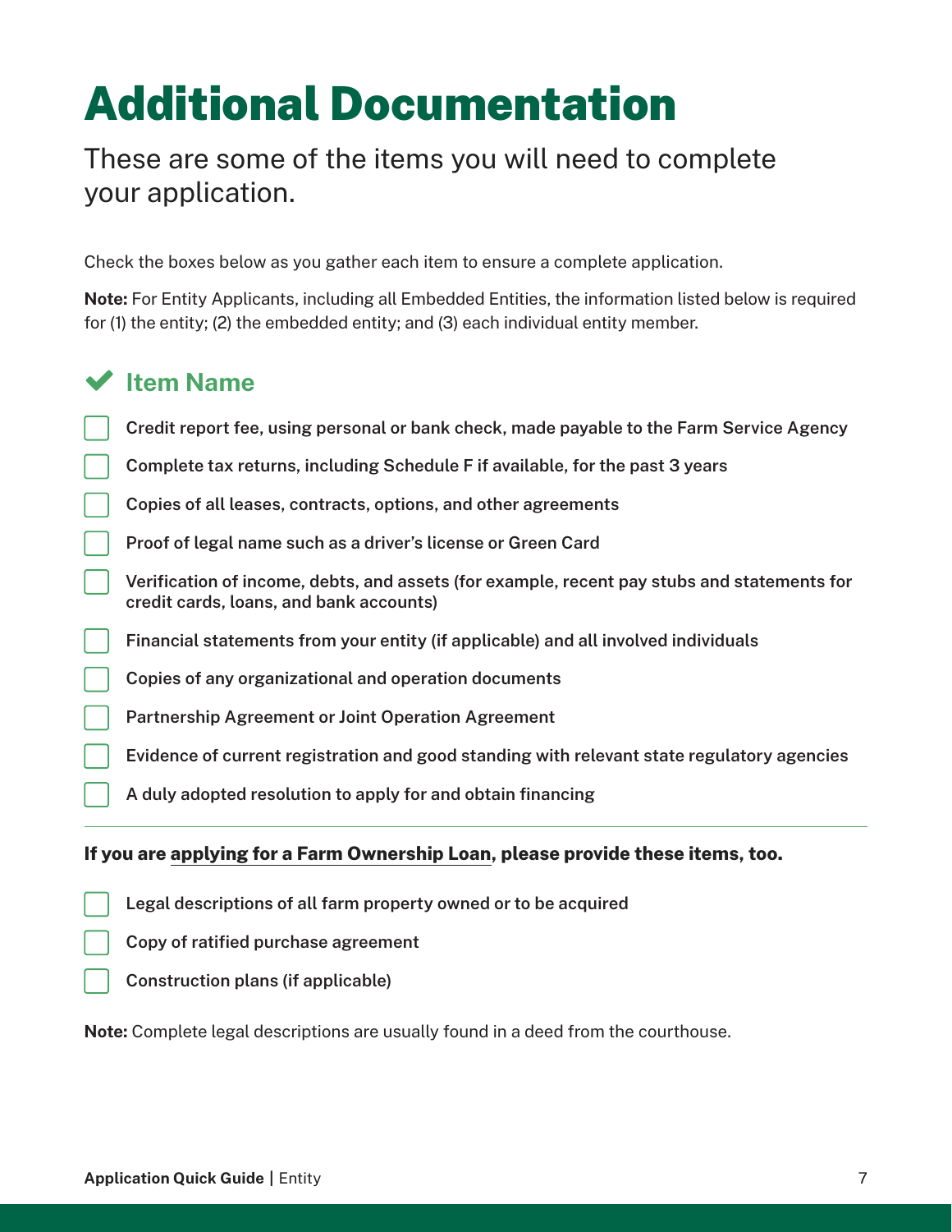# Additional Documentation

These are some of the items you will need to complete your application.

Check the boxes below as you gather each item to ensure a complete application.

**Note:** For Entity Applicants, including all Embedded Entities, the information listed below is required for (1) the entity; (2) the embedded entity; and (3) each individual entity member.

### ✔ Item Name

- [ ] Credit report fee, using personal or bank check, made payable to the Farm Service Agency
- [ ] Complete tax returns, including Schedule F if available, for the past 3 years
- [ ] Copies of all leases, contracts, options, and other agreements
- [ ] Proof of legal name such as a driver's license or Green Card
- [ ] Verification of income, debts, and assets (for example, recent pay stubs and statements for credit cards, loans, and bank accounts)
- [ ] Financial statements from your entity (if applicable) and all involved individuals
- [ ] Copies of any organizational and operation documents
- [ ] Partnership Agreement or Joint Operation Agreement
- [ ] Evidence of current registration and good standing with relevant state regulatory agencies
- [ ] A duly adopted resolution to apply for and obtain financing

---

**If you are applying for a Farm Ownership Loan, please provide these items, too.**

- [ ] Legal descriptions of all farm property owned or to be acquired
- [ ] Copy of ratified purchase agreement
- [ ] Construction plans (if applicable)

**Note:** Complete legal descriptions are usually found in a deed from the courthouse.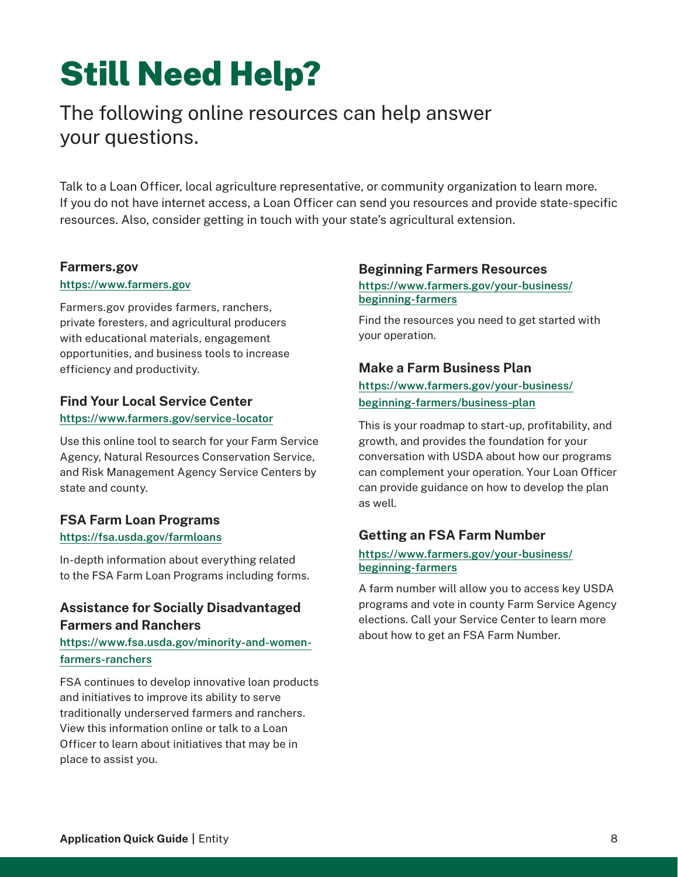# Still Need Help?

## The following online resources can help answer your questions.

Talk to a Loan Officer, local agriculture representative, or community organization to learn more. If you do not have internet access, a Loan Officer can send you resources and provide state-specific resources. Also, consider getting in touch with your state's agricultural extension.

### Farmers.gov

https://www.farmers.gov

Farmers.gov provides farmers, ranchers, private foresters, and agricultural producers with educational materials, engagement opportunities, and business tools to increase efficiency and productivity.

### Find Your Local Service Center

https://www.farmers.gov/service-locator

Use this online tool to search for your Farm Service Agency, Natural Resources Conservation Service, and Risk Management Agency Service Centers by state and county.

### FSA Farm Loan Programs

https://fsa.usda.gov/farmloans

In-depth information about everything related to the FSA Farm Loan Programs including forms.

### Assistance for Socially Disadvantaged Farmers and Ranchers

https://www.fsa.usda.gov/minority-and-women-farmers-ranchers

FSA continues to develop innovative loan products and initiatives to improve its ability to serve traditionally underserved farmers and ranchers. View this information online or talk to a Loan Officer to learn about initiatives that may be in place to assist you.

### Beginning Farmers Resources

https://www.farmers.gov/your-business/beginning-farmers

Find the resources you need to get started with your operation.

### Make a Farm Business Plan

https://www.farmers.gov/your-business/beginning-farmers/business-plan

This is your roadmap to start-up, profitability, and growth, and provides the foundation for your conversation with USDA about how our programs can complement your operation. Your Loan Officer can provide guidance on how to develop the plan as well.

### Getting an FSA Farm Number

https://www.farmers.gov/your-business/beginning-farmers

A farm number will allow you to access key USDA programs and vote in county Farm Service Agency elections. Call your Service Center to learn more about how to get an FSA Farm Number.